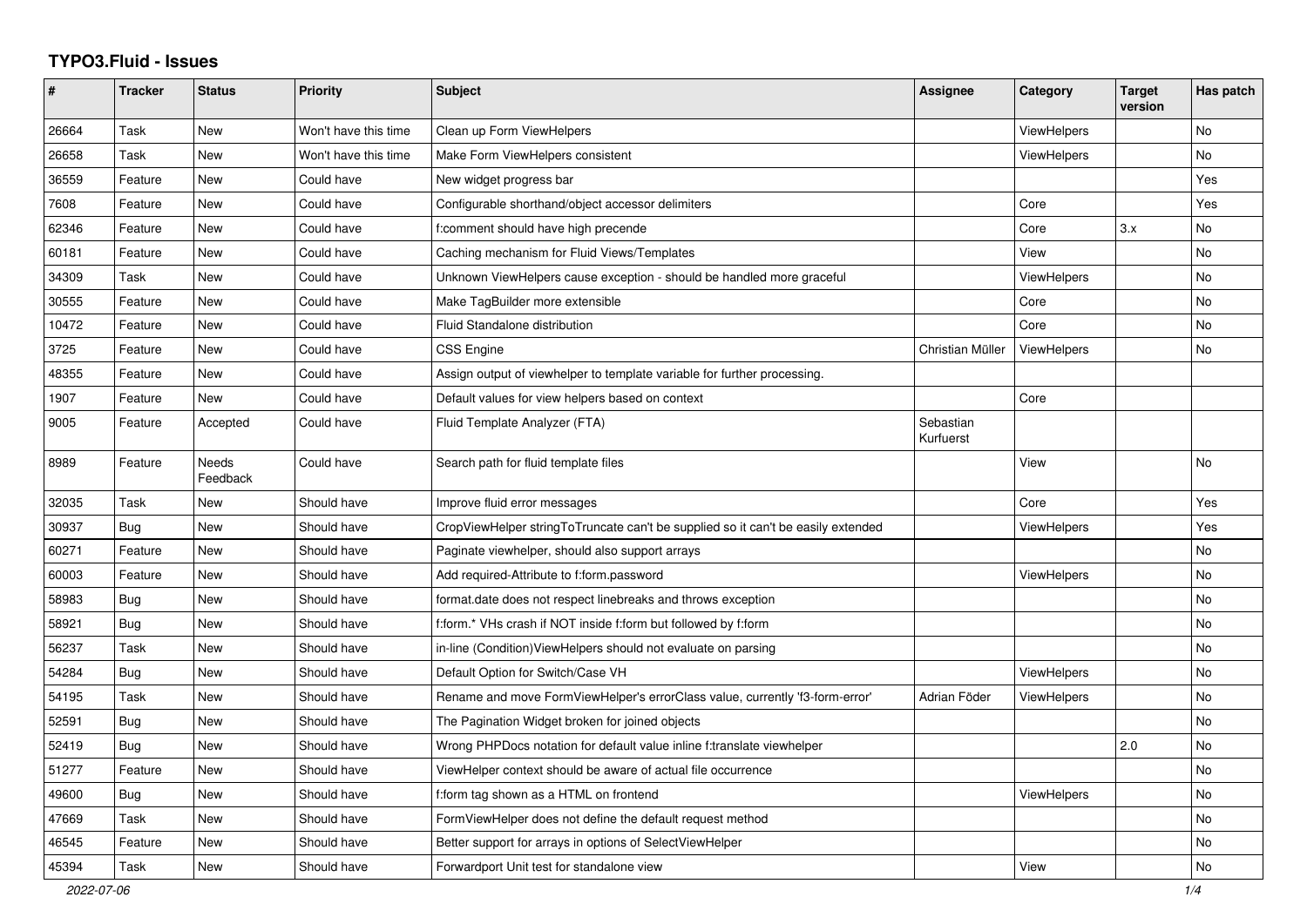# TYPO3.Fluid - Issues

| # | Tracker | Status | Priority | Subject | Assignee | Category | Target version | Has patch |
|---|---|---|---|---|---|---|---|---|
| 26664 | Task | New | Won't have this time | Clean up Form ViewHelpers | | ViewHelpers | | No |
| 26658 | Task | New | Won't have this time | Make Form ViewHelpers consistent | | ViewHelpers | | No |
| 36559 | Feature | New | Could have | New widget progress bar | | | | Yes |
| 7608 | Feature | New | Could have | Configurable shorthand/object accessor delimiters | | Core | | Yes |
| 62346 | Feature | New | Could have | f:comment should have high precende | | Core | 3.x | No |
| 60181 | Feature | New | Could have | Caching mechanism for Fluid Views/Templates | | View | | No |
| 34309 | Task | New | Could have | Unknown ViewHelpers cause exception - should be handled more graceful | | ViewHelpers | | No |
| 30555 | Feature | New | Could have | Make TagBuilder more extensible | | Core | | No |
| 10472 | Feature | New | Could have | Fluid Standalone distribution | | Core | | No |
| 3725 | Feature | New | Could have | CSS Engine | Christian Müller | ViewHelpers | | No |
| 48355 | Feature | New | Could have | Assign output of viewhelper to template variable for further processing. | | | | |
| 1907 | Feature | New | Could have | Default values for view helpers based on context | | Core | | |
| 9005 | Feature | Accepted | Could have | Fluid Template Analyzer (FTA) | Sebastian Kurfuerst | | | |
| 8989 | Feature | Needs Feedback | Could have | Search path for fluid template files | | View | | No |
| 32035 | Task | New | Should have | Improve fluid error messages | | Core | | Yes |
| 30937 | Bug | New | Should have | CropViewHelper stringToTruncate can't be supplied so it can't be easily extended | | ViewHelpers | | Yes |
| 60271 | Feature | New | Should have | Paginate viewhelper, should also support arrays | | | | No |
| 60003 | Feature | New | Should have | Add required-Attribute to f:form.password | | ViewHelpers | | No |
| 58983 | Bug | New | Should have | format.date does not respect linebreaks and throws exception | | | | No |
| 58921 | Bug | New | Should have | f:form.* VHs crash if NOT inside f:form but followed by f:form | | | | No |
| 56237 | Task | New | Should have | in-line (Condition)ViewHelpers should not evaluate on parsing | | | | No |
| 54284 | Bug | New | Should have | Default Option for Switch/Case VH | | ViewHelpers | | No |
| 54195 | Task | New | Should have | Rename and move FormViewHelper's errorClass value, currently 'f3-form-error' | Adrian Föder | ViewHelpers | | No |
| 52591 | Bug | New | Should have | The Pagination Widget broken for joined objects | | | | No |
| 52419 | Bug | New | Should have | Wrong PHPDocs notation for default value inline f:translate viewhelper | | | 2.0 | No |
| 51277 | Feature | New | Should have | ViewHelper context should be aware of actual file occurrence | | | | No |
| 49600 | Bug | New | Should have | f:form tag shown as a HTML on frontend | | ViewHelpers | | No |
| 47669 | Task | New | Should have | FormViewHelper does not define the default request method | | | | No |
| 46545 | Feature | New | Should have | Better support for arrays in options of SelectViewHelper | | | | No |
| 45394 | Task | New | Should have | Forwardport Unit test for standalone view | | View | | No |

2022-07-06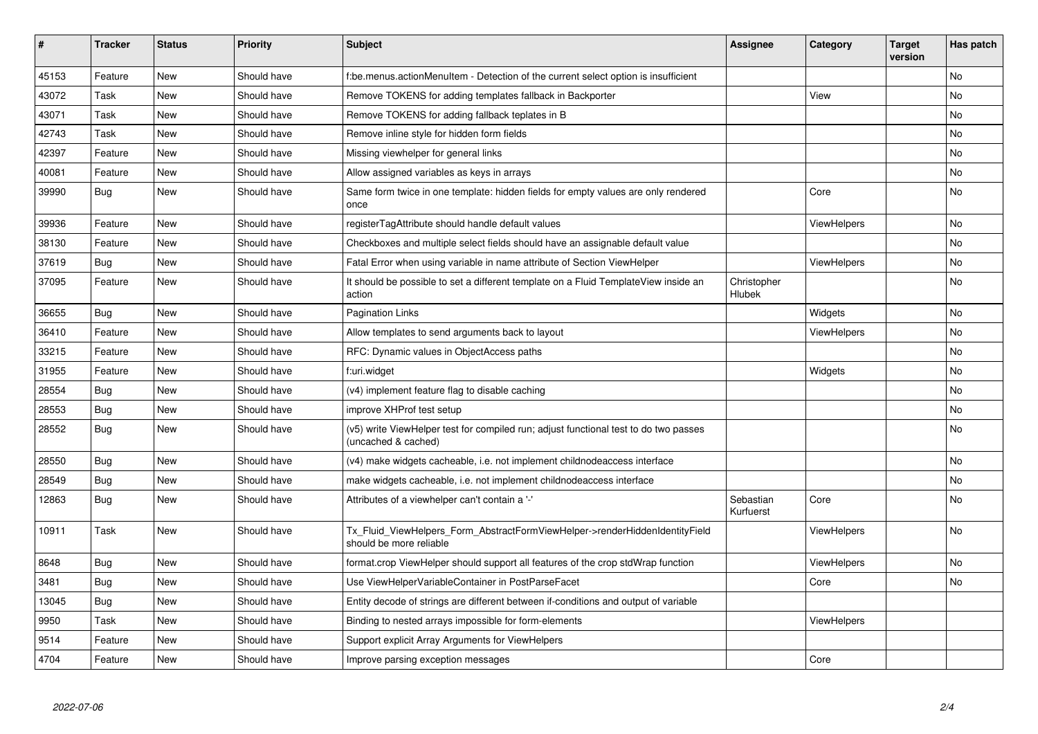| # | Tracker | Status | Priority | Subject | Assignee | Category | Target version | Has patch |
|---|---|---|---|---|---|---|---|---|
| 45153 | Feature | New | Should have | f:be.menus.actionMenuItem - Detection of the current select option is insufficient | | | | No |
| 43072 | Task | New | Should have | Remove TOKENS for adding templates fallback in Backporter | | View | | No |
| 43071 | Task | New | Should have | Remove TOKENS for adding fallback teplates in B | | | | No |
| 42743 | Task | New | Should have | Remove inline style for hidden form fields | | | | No |
| 42397 | Feature | New | Should have | Missing viewhelper for general links | | | | No |
| 40081 | Feature | New | Should have | Allow assigned variables as keys in arrays | | | | No |
| 39990 | Bug | New | Should have | Same form twice in one template: hidden fields for empty values are only rendered once | | Core | | No |
| 39936 | Feature | New | Should have | registerTagAttribute should handle default values | | ViewHelpers | | No |
| 38130 | Feature | New | Should have | Checkboxes and multiple select fields should have an assignable default value | | | | No |
| 37619 | Bug | New | Should have | Fatal Error when using variable in name attribute of Section ViewHelper | | ViewHelpers | | No |
| 37095 | Feature | New | Should have | It should be possible to set a different template on a Fluid TemplateView inside an action | Christopher Hlubek | | | No |
| 36655 | Bug | New | Should have | Pagination Links | | Widgets | | No |
| 36410 | Feature | New | Should have | Allow templates to send arguments back to layout | | ViewHelpers | | No |
| 33215 | Feature | New | Should have | RFC: Dynamic values in ObjectAccess paths | | | | No |
| 31955 | Feature | New | Should have | f:uri.widget | | Widgets | | No |
| 28554 | Bug | New | Should have | (v4) implement feature flag to disable caching | | | | No |
| 28553 | Bug | New | Should have | improve XHProf test setup | | | | No |
| 28552 | Bug | New | Should have | (v5) write ViewHelper test for compiled run; adjust functional test to do two passes (uncached & cached) | | | | No |
| 28550 | Bug | New | Should have | (v4) make widgets cacheable, i.e. not implement childnodeaccess interface | | | | No |
| 28549 | Bug | New | Should have | make widgets cacheable, i.e. not implement childnodeaccess interface | | | | No |
| 12863 | Bug | New | Should have | Attributes of a viewhelper can't contain a '-' | Sebastian Kurfuerst | Core | | No |
| 10911 | Task | New | Should have | Tx_Fluid_ViewHelpers_Form_AbstractFormViewHelper->renderHiddenIdentityField should be more reliable | | ViewHelpers | | No |
| 8648 | Bug | New | Should have | format.crop ViewHelper should support all features of the crop stdWrap function | | ViewHelpers | | No |
| 3481 | Bug | New | Should have | Use ViewHelperVariableContainer in PostParseFacet | | Core | | No |
| 13045 | Bug | New | Should have | Entity decode of strings are different between if-conditions and output of variable | | | | |
| 9950 | Task | New | Should have | Binding to nested arrays impossible for form-elements | | ViewHelpers | | |
| 9514 | Feature | New | Should have | Support explicit Array Arguments for ViewHelpers | | | | |
| 4704 | Feature | New | Should have | Improve parsing exception messages | | Core | | |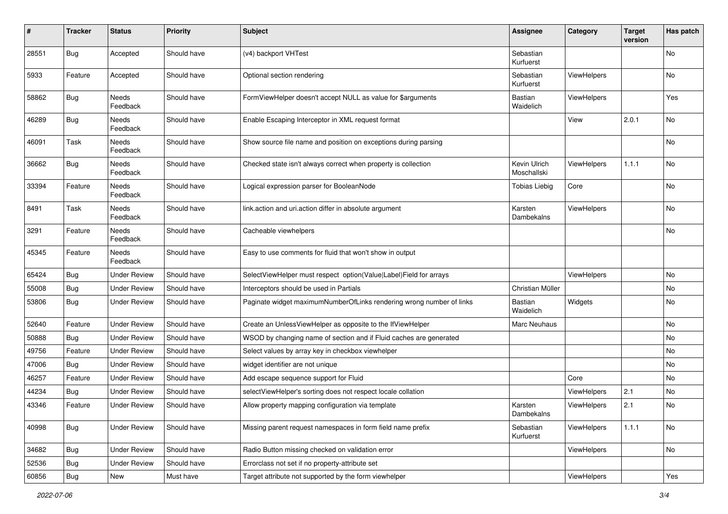| # | Tracker | Status | Priority | Subject | Assignee | Category | Target version | Has patch |
|---|---|---|---|---|---|---|---|---|
| 28551 | Bug | Accepted | Should have | (v4) backport VHTest | Sebastian Kurfuerst | | | No |
| 5933 | Feature | Accepted | Should have | Optional section rendering | Sebastian Kurfuerst | ViewHelpers | | No |
| 58862 | Bug | Needs Feedback | Should have | FormViewHelper doesn't accept NULL as value for $arguments | Bastian Waidelich | ViewHelpers | | Yes |
| 46289 | Bug | Needs Feedback | Should have | Enable Escaping Interceptor in XML request format | | View | 2.0.1 | No |
| 46091 | Task | Needs Feedback | Should have | Show source file name and position on exceptions during parsing | | | | No |
| 36662 | Bug | Needs Feedback | Should have | Checked state isn't always correct when property is collection | Kevin Ulrich Moschallski | ViewHelpers | 1.1.1 | No |
| 33394 | Feature | Needs Feedback | Should have | Logical expression parser for BooleanNode | Tobias Liebig | Core | | No |
| 8491 | Task | Needs Feedback | Should have | link.action and uri.action differ in absolute argument | Karsten Dambekalns | ViewHelpers | | No |
| 3291 | Feature | Needs Feedback | Should have | Cacheable viewhelpers | | | | No |
| 45345 | Feature | Needs Feedback | Should have | Easy to use comments for fluid that won't show in output | | | | |
| 65424 | Bug | Under Review | Should have | SelectViewHelper must respect option(Value\|Label)Field for arrays | | ViewHelpers | | No |
| 55008 | Bug | Under Review | Should have | Interceptors should be used in Partials | Christian Müller | | | No |
| 53806 | Bug | Under Review | Should have | Paginate widget maximumNumberOfLinks rendering wrong number of links | Bastian Waidelich | Widgets | | No |
| 52640 | Feature | Under Review | Should have | Create an UnlessViewHelper as opposite to the IfViewHelper | Marc Neuhaus | | | No |
| 50888 | Bug | Under Review | Should have | WSOD by changing name of section and if Fluid caches are generated | | | | No |
| 49756 | Feature | Under Review | Should have | Select values by array key in checkbox viewhelper | | | | No |
| 47006 | Bug | Under Review | Should have | widget identifier are not unique | | | | No |
| 46257 | Feature | Under Review | Should have | Add escape sequence support for Fluid | | Core | | No |
| 44234 | Bug | Under Review | Should have | selectViewHelper's sorting does not respect locale collation | | ViewHelpers | 2.1 | No |
| 43346 | Feature | Under Review | Should have | Allow property mapping configuration via template | Karsten Dambekalns | ViewHelpers | 2.1 | No |
| 40998 | Bug | Under Review | Should have | Missing parent request namespaces in form field name prefix | Sebastian Kurfuerst | ViewHelpers | 1.1.1 | No |
| 34682 | Bug | Under Review | Should have | Radio Button missing checked on validation error | | ViewHelpers | | No |
| 52536 | Bug | Under Review | Should have | Errorclass not set if no property-attribute set | | | | |
| 60856 | Bug | New | Must have | Target attribute not supported by the form viewhelper | | ViewHelpers | | Yes |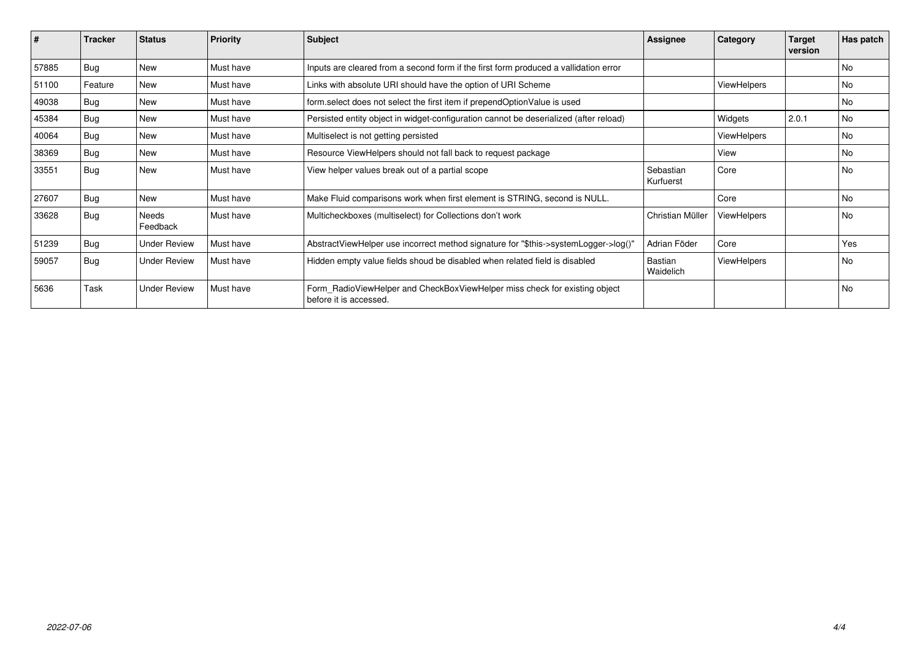| # | Tracker | Status | Priority | Subject | Assignee | Category | Target version | Has patch |
|---|---|---|---|---|---|---|---|---|
| 57885 | Bug | New | Must have | Inputs are cleared from a second form if the first form produced a vallidation error | | | | No |
| 51100 | Feature | New | Must have | Links with absolute URI should have the option of URI Scheme | | ViewHelpers | | No |
| 49038 | Bug | New | Must have | form.select does not select the first item if prependOptionValue is used | | | | No |
| 45384 | Bug | New | Must have | Persisted entity object in widget-configuration cannot be deserialized (after reload) | | Widgets | 2.0.1 | No |
| 40064 | Bug | New | Must have | Multiselect is not getting persisted | | ViewHelpers | | No |
| 38369 | Bug | New | Must have | Resource ViewHelpers should not fall back to request package | | View | | No |
| 33551 | Bug | New | Must have | View helper values break out of a partial scope | Sebastian Kurfuerst | Core | | No |
| 27607 | Bug | New | Must have | Make Fluid comparisons work when first element is STRING, second is NULL. | | Core | | No |
| 33628 | Bug | Needs Feedback | Must have | Multicheckboxes (multiselect) for Collections don't work | Christian Müller | ViewHelpers | | No |
| 51239 | Bug | Under Review | Must have | AbstractViewHelper use incorrect method signature for "$this->systemLogger->log()" | Adrian Föder | Core | | Yes |
| 59057 | Bug | Under Review | Must have | Hidden empty value fields shoud be disabled when related field is disabled | Bastian Waidelich | ViewHelpers | | No |
| 5636 | Task | Under Review | Must have | Form_RadioViewHelper and CheckBoxViewHelper miss check for existing object before it is accessed. | | | | No |